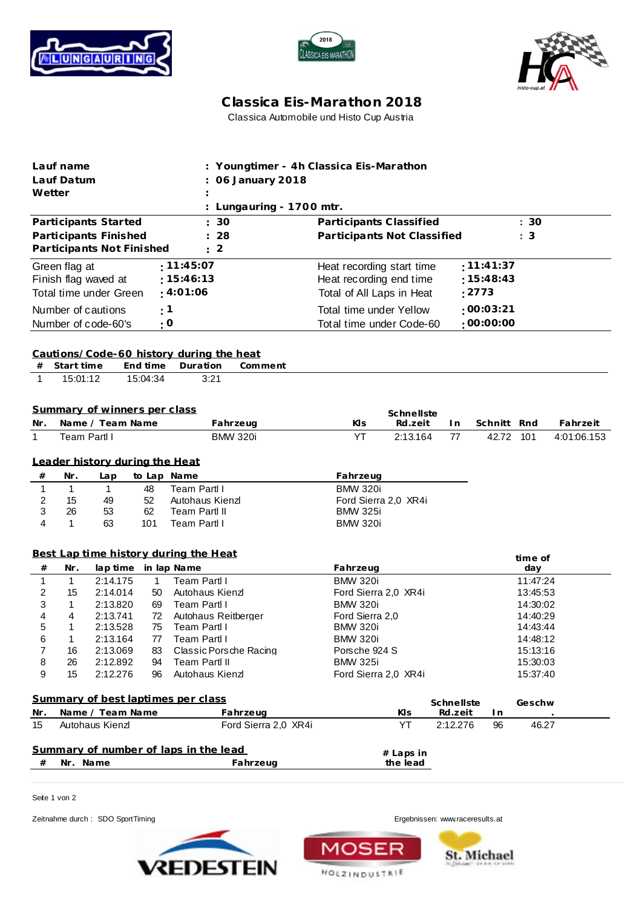# Classica Eis-Marathon 2018

Classica Automobile und Histo Cup Austria

| | | | |
|---|---|---|---|
| **Lauf name** | **: Youngtimer - 4h Classica Eis-Marathon** | | |
| **Lauf Datum** | **: 06 January 2018** | | |
| **Wetter** | **:** | | |
| | **: Lungauring - 1700 mtr.** | | |
| **Participants Started** | **: 30** | **Participants Classified** | **: 30** |
| **Participants Finished** | **: 28** | **Participants Not Classified** | **: 3** |
| **Participants Not Finished** | **: 2** | | |
| Green flag at | **: 11:45:07** | Heat recording start time | **: 11:41:37** |
| Finish flag waved at | **: 15:46:13** | Heat recording end time | **: 15:48:43** |
| Total time under Green | **: 4:01:06** | Total of All Laps in Heat | **: 2773** |
| Number of cautions | **: 1** | Total time under Yellow | **: 00:03:21** |
| Number of code-60's | **: 0** | Total time under Code-60 | **: 00:00:00** |

## Cautions/Code-60 history during the heat

| # | Start time | End time | Duration | Comment |
|---|---|---|---|---|
| 1 | 15:01:12 | 15:04:34 | 3:21 | |

## Summary of winners per class

| Nr. | Name / Team Name | Fahrzeug | Kls | Schnellste Rd.zeit | In | Schnitt | Rnd | Fahrzeit |
|---|---|---|---|---|---|---|---|---|
| 1 | Team Partl I | BMW 320i | YT | 2:13.164 | 77 | 42.72 | 101 | 4:01:06.153 |

## Leader history during the Heat

| # | Nr. | Lap | to Lap | Name | Fahrzeug |
|---|---|---|---|---|---|
| 1 | 1 | 1 | 48 | Team Partl I | BMW 320i |
| 2 | 15 | 49 | 52 | Autohaus Kienzl | Ford Sierra 2,0 XR4i |
| 3 | 26 | 53 | 62 | Team Partl II | BMW 325i |
| 4 | 1 | 63 | 101 | Team Partl I | BMW 320i |

## Best Lap time history during the Heat

| # | Nr. | lap time | in lap | Name | Fahrzeug | time of day |
|---|---|---|---|---|---|---|
| 1 | 1 | 2:14.175 | 1 | Team Partl I | BMW 320i | 11:47:24 |
| 2 | 15 | 2:14.014 | 50 | Autohaus Kienzl | Ford Sierra 2,0 XR4i | 13:45:53 |
| 3 | 1 | 2:13.820 | 69 | Team Partl I | BMW 320i | 14:30:02 |
| 4 | 4 | 2:13.741 | 72 | Autohaus Reitberger | Ford Sierra 2,0 | 14:40:29 |
| 5 | 1 | 2:13.528 | 75 | Team Partl I | BMW 320i | 14:43:44 |
| 6 | 1 | 2:13.164 | 77 | Team Partl I | BMW 320i | 14:48:12 |
| 7 | 16 | 2:13.069 | 83 | Classic Porsche Racing | Porsche 924 S | 15:13:16 |
| 8 | 26 | 2:12.892 | 94 | Team Partl II | BMW 325i | 15:30:03 |
| 9 | 15 | 2:12.276 | 96 | Autohaus Kienzl | Ford Sierra 2,0 XR4i | 15:37:40 |

## Summary of best laptimes per class

| Nr. | Name / Team Name | Fahrzeug | Kls | Schnellste Rd.zeit | In | Geschw. |
|---|---|---|---|---|---|---|
| 15 | Autohaus Kienzl | Ford Sierra 2,0 XR4i | YT | 2:12.276 | 96 | 46.27 |

## Summary of number of laps in the lead

| # | Nr. | Name | Fahrzeug | # Laps in the lead |
|---|---|---|---|---|

Zeitnahme durch : SDO SportTiming

Ergebnissen: www.raceresults.at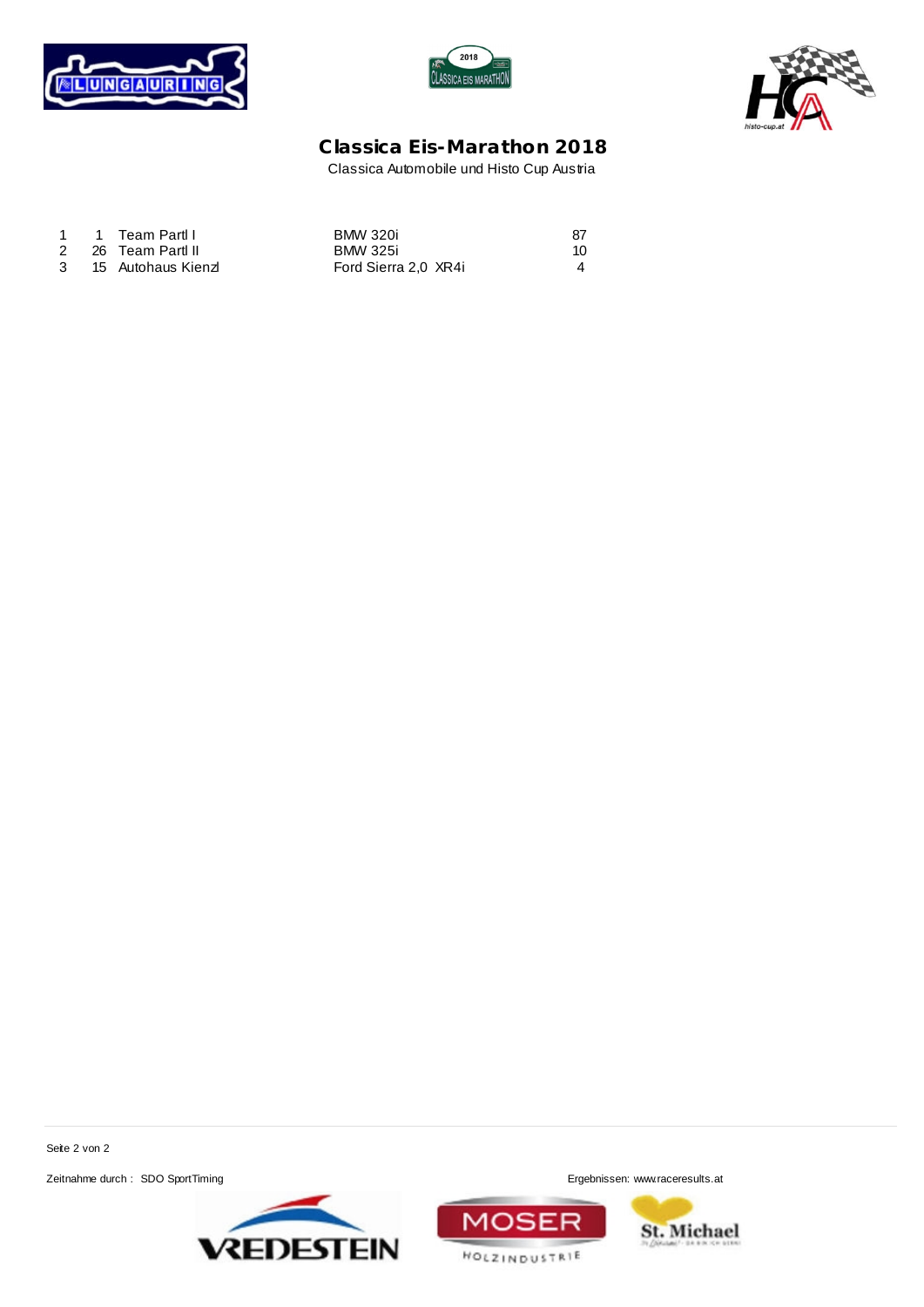# Classica Eis-Marathon 2018

Classica Automobile und Histo Cup Austria

| | | | | |
|---|---|---|---|---|
| 1 | 1 | Team Partl I | BMW 320i | 87 |
| 2 | 26 | Team Partl II | BMW 325i | 10 |
| 3 | 15 | Autohaus Kienzl | Ford Sierra 2,0 XR4i | 4 |

Zeitnahme durch : SDO SportTiming

Ergebnissen: www.raceresults.at